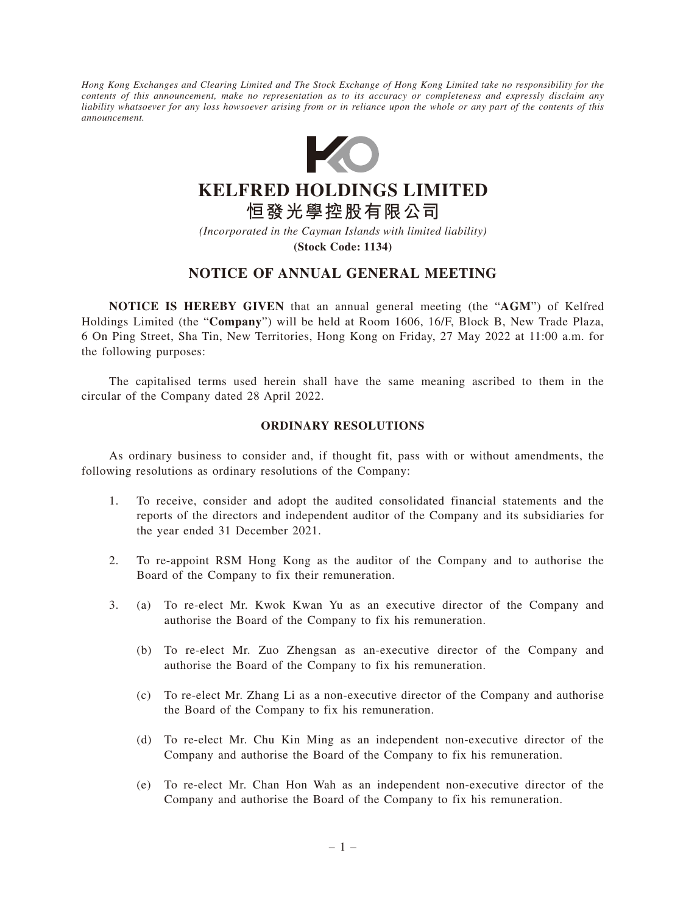*Hong Kong Exchanges and Clearing Limited and The Stock Exchange of Hong Kong Limited take no responsibility for the contents of this announcement, make no representation as to its accuracy or completeness and expressly disclaim any liability whatsoever for any loss howsoever arising from or in reliance upon the whole or any part of the contents of this announcement.*

# KELFRED HOLDINGS LIMITED
# 恒發光學控股有限公司

*(Incorporated in the Cayman Islands with limited liability)*

**(Stock Code: 1134)**

## NOTICE OF ANNUAL GENERAL MEETING

**NOTICE IS HEREBY GIVEN** that an annual general meeting (the "**AGM**") of Kelfred Holdings Limited (the "**Company**") will be held at Room 1606, 16/F, Block B, New Trade Plaza, 6 On Ping Street, Sha Tin, New Territories, Hong Kong on Friday, 27 May 2022 at 11:00 a.m. for the following purposes:

The capitalised terms used herein shall have the same meaning ascribed to them in the circular of the Company dated 28 April 2022.

### ORDINARY RESOLUTIONS

As ordinary business to consider and, if thought fit, pass with or without amendments, the following resolutions as ordinary resolutions of the Company:

1. To receive, consider and adopt the audited consolidated financial statements and the reports of the directors and independent auditor of the Company and its subsidiaries for the year ended 31 December 2021.

2. To re-appoint RSM Hong Kong as the auditor of the Company and to authorise the Board of the Company to fix their remuneration.

3. (a) To re-elect Mr. Kwok Kwan Yu as an executive director of the Company and authorise the Board of the Company to fix his remuneration.

   (b) To re-elect Mr. Zuo Zhengsan as an-executive director of the Company and authorise the Board of the Company to fix his remuneration.

   (c) To re-elect Mr. Zhang Li as a non-executive director of the Company and authorise the Board of the Company to fix his remuneration.

   (d) To re-elect Mr. Chu Kin Ming as an independent non-executive director of the Company and authorise the Board of the Company to fix his remuneration.

   (e) To re-elect Mr. Chan Hon Wah as an independent non-executive director of the Company and authorise the Board of the Company to fix his remuneration.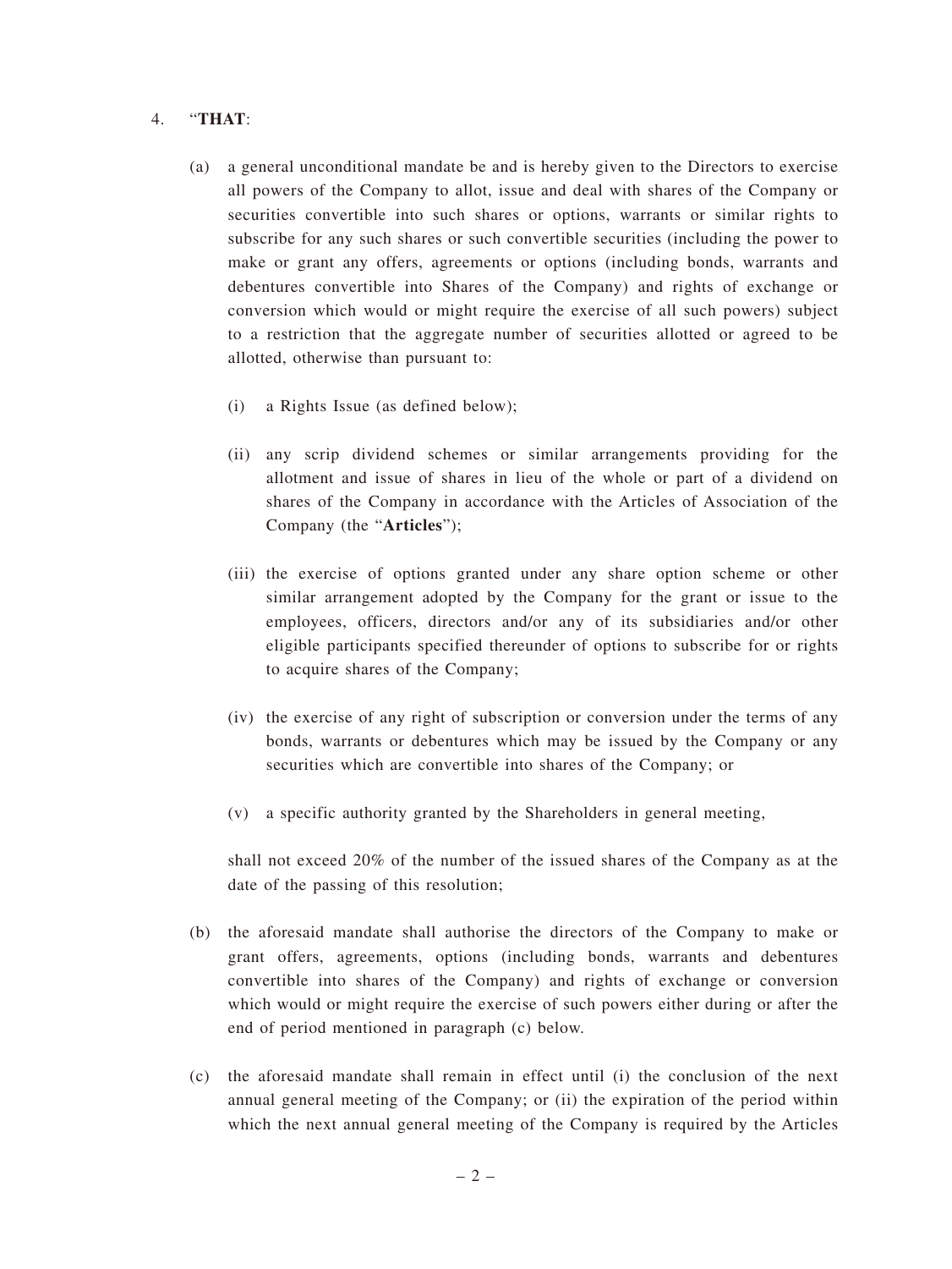4. "**THAT**:

(a) a general unconditional mandate be and is hereby given to the Directors to exercise all powers of the Company to allot, issue and deal with shares of the Company or securities convertible into such shares or options, warrants or similar rights to subscribe for any such shares or such convertible securities (including the power to make or grant any offers, agreements or options (including bonds, warrants and debentures convertible into Shares of the Company) and rights of exchange or conversion which would or might require the exercise of all such powers) subject to a restriction that the aggregate number of securities allotted or agreed to be allotted, otherwise than pursuant to:

(i) a Rights Issue (as defined below);

(ii) any scrip dividend schemes or similar arrangements providing for the allotment and issue of shares in lieu of the whole or part of a dividend on shares of the Company in accordance with the Articles of Association of the Company (the "**Articles**");

(iii) the exercise of options granted under any share option scheme or other similar arrangement adopted by the Company for the grant or issue to the employees, officers, directors and/or any of its subsidiaries and/or other eligible participants specified thereunder of options to subscribe for or rights to acquire shares of the Company;

(iv) the exercise of any right of subscription or conversion under the terms of any bonds, warrants or debentures which may be issued by the Company or any securities which are convertible into shares of the Company; or

(v) a specific authority granted by the Shareholders in general meeting,

shall not exceed 20% of the number of the issued shares of the Company as at the date of the passing of this resolution;

(b) the aforesaid mandate shall authorise the directors of the Company to make or grant offers, agreements, options (including bonds, warrants and debentures convertible into shares of the Company) and rights of exchange or conversion which would or might require the exercise of such powers either during or after the end of period mentioned in paragraph (c) below.

(c) the aforesaid mandate shall remain in effect until (i) the conclusion of the next annual general meeting of the Company; or (ii) the expiration of the period within which the next annual general meeting of the Company is required by the Articles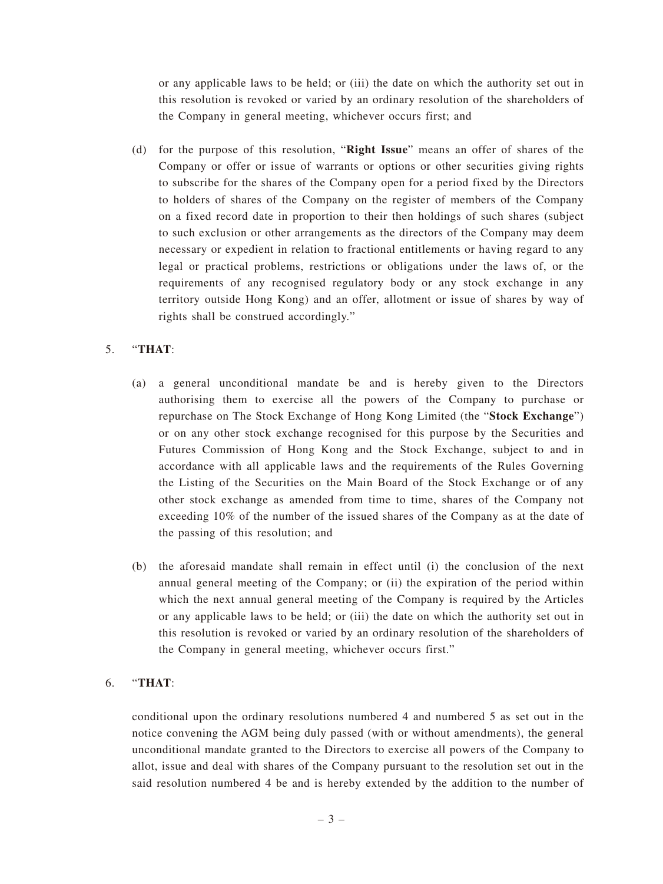or any applicable laws to be held; or (iii) the date on which the authority set out in this resolution is revoked or varied by an ordinary resolution of the shareholders of the Company in general meeting, whichever occurs first; and

(d) for the purpose of this resolution, "**Right Issue**" means an offer of shares of the Company or offer or issue of warrants or options or other securities giving rights to subscribe for the shares of the Company open for a period fixed by the Directors to holders of shares of the Company on the register of members of the Company on a fixed record date in proportion to their then holdings of such shares (subject to such exclusion or other arrangements as the directors of the Company may deem necessary or expedient in relation to fractional entitlements or having regard to any legal or practical problems, restrictions or obligations under the laws of, or the requirements of any recognised regulatory body or any stock exchange in any territory outside Hong Kong) and an offer, allotment or issue of shares by way of rights shall be construed accordingly."

5. "**THAT**:

(a) a general unconditional mandate be and is hereby given to the Directors authorising them to exercise all the powers of the Company to purchase or repurchase on The Stock Exchange of Hong Kong Limited (the "**Stock Exchange**") or on any other stock exchange recognised for this purpose by the Securities and Futures Commission of Hong Kong and the Stock Exchange, subject to and in accordance with all applicable laws and the requirements of the Rules Governing the Listing of the Securities on the Main Board of the Stock Exchange or of any other stock exchange as amended from time to time, shares of the Company not exceeding 10% of the number of the issued shares of the Company as at the date of the passing of this resolution; and

(b) the aforesaid mandate shall remain in effect until (i) the conclusion of the next annual general meeting of the Company; or (ii) the expiration of the period within which the next annual general meeting of the Company is required by the Articles or any applicable laws to be held; or (iii) the date on which the authority set out in this resolution is revoked or varied by an ordinary resolution of the shareholders of the Company in general meeting, whichever occurs first."

6. "**THAT**:

conditional upon the ordinary resolutions numbered 4 and numbered 5 as set out in the notice convening the AGM being duly passed (with or without amendments), the general unconditional mandate granted to the Directors to exercise all powers of the Company to allot, issue and deal with shares of the Company pursuant to the resolution set out in the said resolution numbered 4 be and is hereby extended by the addition to the number of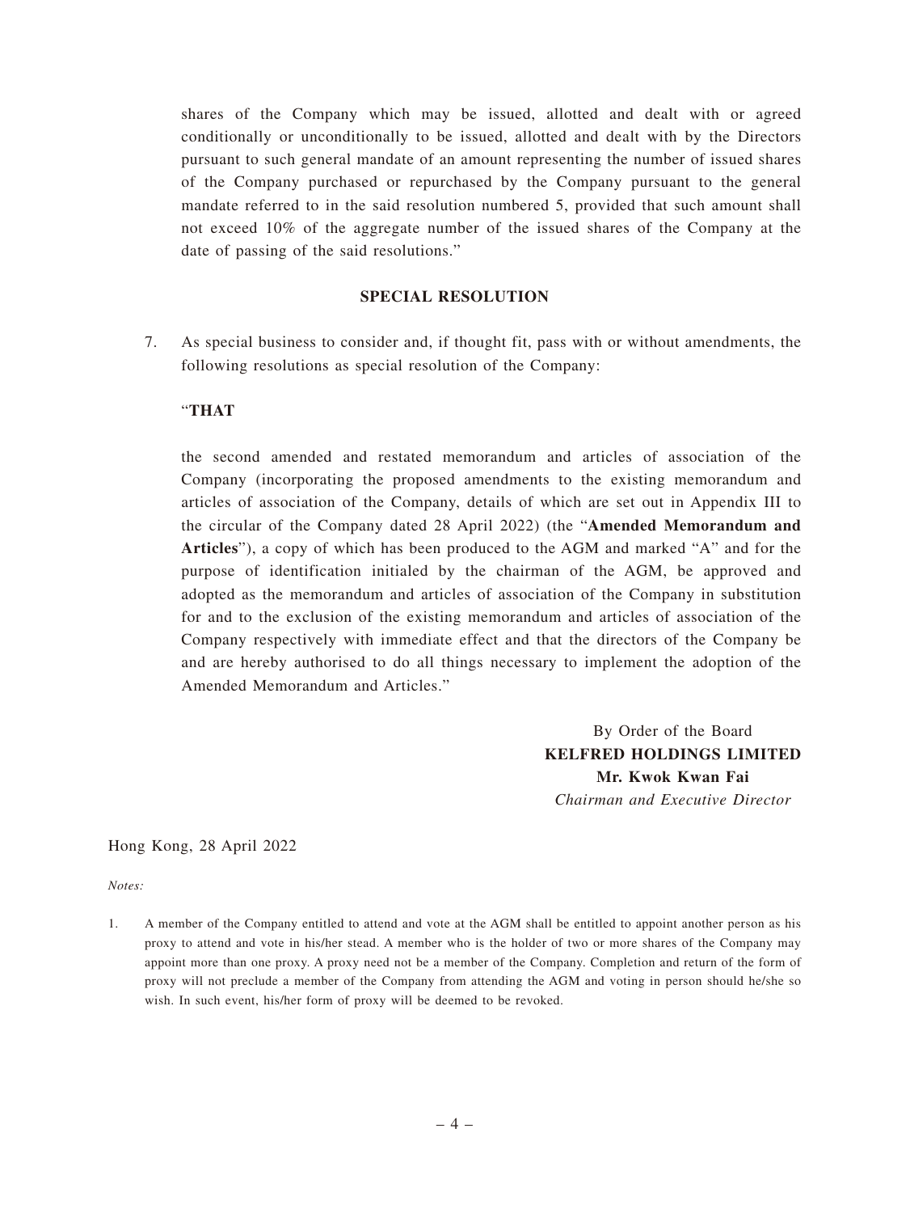shares of the Company which may be issued, allotted and dealt with or agreed conditionally or unconditionally to be issued, allotted and dealt with by the Directors pursuant to such general mandate of an amount representing the number of issued shares of the Company purchased or repurchased by the Company pursuant to the general mandate referred to in the said resolution numbered 5, provided that such amount shall not exceed 10% of the aggregate number of the issued shares of the Company at the date of passing of the said resolutions."

**SPECIAL RESOLUTION**

7. As special business to consider and, if thought fit, pass with or without amendments, the following resolutions as special resolution of the Company:

"**THAT**

the second amended and restated memorandum and articles of association of the Company (incorporating the proposed amendments to the existing memorandum and articles of association of the Company, details of which are set out in Appendix III to the circular of the Company dated 28 April 2022) (the "**Amended Memorandum and Articles**"), a copy of which has been produced to the AGM and marked "A" and for the purpose of identification initialed by the chairman of the AGM, be approved and adopted as the memorandum and articles of association of the Company in substitution for and to the exclusion of the existing memorandum and articles of association of the Company respectively with immediate effect and that the directors of the Company be and are hereby authorised to do all things necessary to implement the adoption of the Amended Memorandum and Articles."

By Order of the Board
**KELFRED HOLDINGS LIMITED**
**Mr. Kwok Kwan Fai**
*Chairman and Executive Director*

Hong Kong, 28 April 2022

*Notes:*

1. A member of the Company entitled to attend and vote at the AGM shall be entitled to appoint another person as his proxy to attend and vote in his/her stead. A member who is the holder of two or more shares of the Company may appoint more than one proxy. A proxy need not be a member of the Company. Completion and return of the form of proxy will not preclude a member of the Company from attending the AGM and voting in person should he/she so wish. In such event, his/her form of proxy will be deemed to be revoked.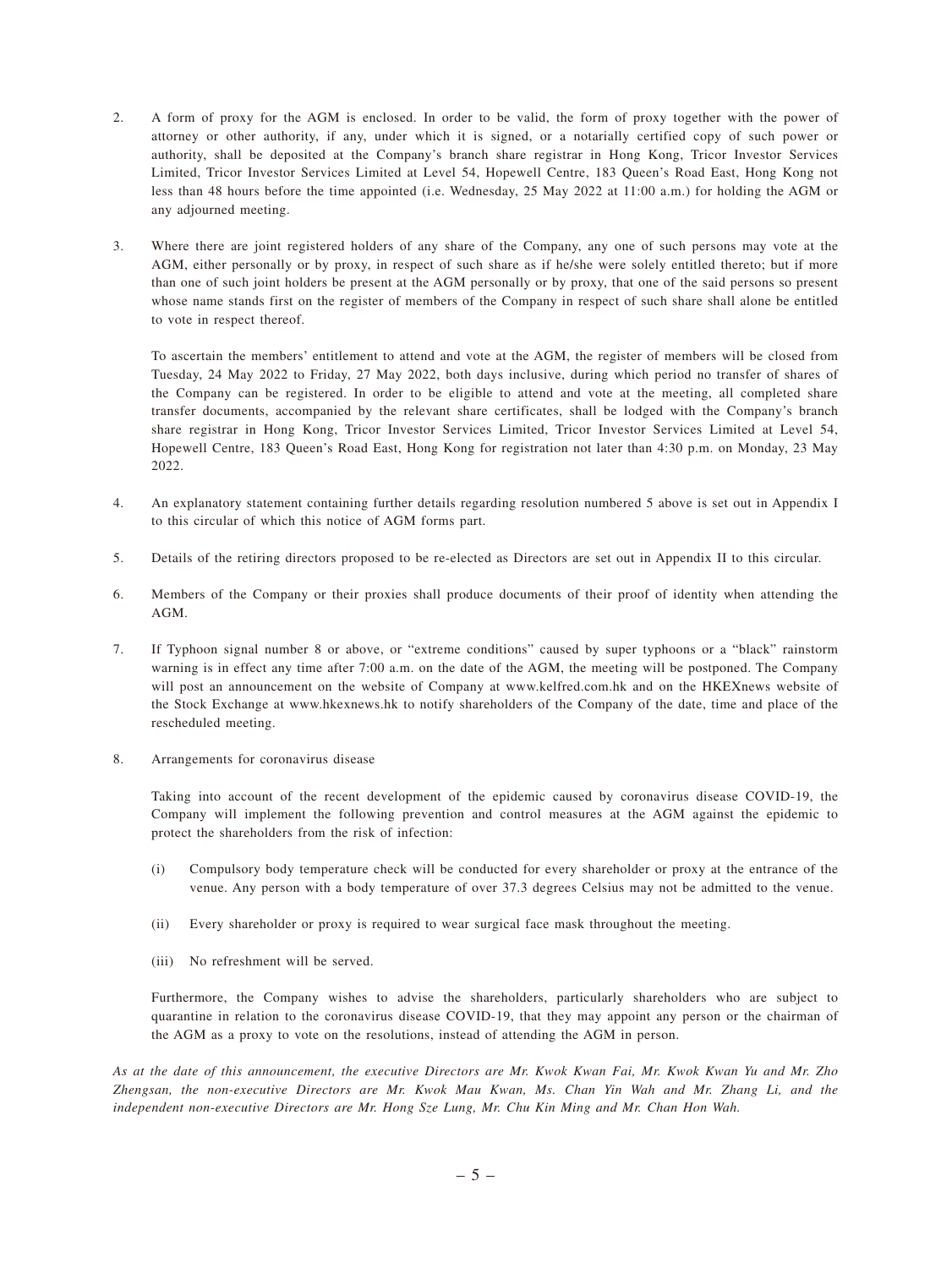2. A form of proxy for the AGM is enclosed. In order to be valid, the form of proxy together with the power of attorney or other authority, if any, under which it is signed, or a notarially certified copy of such power or authority, shall be deposited at the Company's branch share registrar in Hong Kong, Tricor Investor Services Limited, Tricor Investor Services Limited at Level 54, Hopewell Centre, 183 Queen's Road East, Hong Kong not less than 48 hours before the time appointed (i.e. Wednesday, 25 May 2022 at 11:00 a.m.) for holding the AGM or any adjourned meeting.

3. Where there are joint registered holders of any share of the Company, any one of such persons may vote at the AGM, either personally or by proxy, in respect of such share as if he/she were solely entitled thereto; but if more than one of such joint holders be present at the AGM personally or by proxy, that one of the said persons so present whose name stands first on the register of members of the Company in respect of such share shall alone be entitled to vote in respect thereof.

   To ascertain the members' entitlement to attend and vote at the AGM, the register of members will be closed from Tuesday, 24 May 2022 to Friday, 27 May 2022, both days inclusive, during which period no transfer of shares of the Company can be registered. In order to be eligible to attend and vote at the meeting, all completed share transfer documents, accompanied by the relevant share certificates, shall be lodged with the Company's branch share registrar in Hong Kong, Tricor Investor Services Limited, Tricor Investor Services Limited at Level 54, Hopewell Centre, 183 Queen's Road East, Hong Kong for registration not later than 4:30 p.m. on Monday, 23 May 2022.

4. An explanatory statement containing further details regarding resolution numbered 5 above is set out in Appendix I to this circular of which this notice of AGM forms part.

5. Details of the retiring directors proposed to be re-elected as Directors are set out in Appendix II to this circular.

6. Members of the Company or their proxies shall produce documents of their proof of identity when attending the AGM.

7. If Typhoon signal number 8 or above, or "extreme conditions" caused by super typhoons or a "black" rainstorm warning is in effect any time after 7:00 a.m. on the date of the AGM, the meeting will be postponed. The Company will post an announcement on the website of Company at www.kelfred.com.hk and on the HKEXnews website of the Stock Exchange at www.hkexnews.hk to notify shareholders of the Company of the date, time and place of the rescheduled meeting.

8. Arrangements for coronavirus disease

   Taking into account of the recent development of the epidemic caused by coronavirus disease COVID-19, the Company will implement the following prevention and control measures at the AGM against the epidemic to protect the shareholders from the risk of infection:

   (i) Compulsory body temperature check will be conducted for every shareholder or proxy at the entrance of the venue. Any person with a body temperature of over 37.3 degrees Celsius may not be admitted to the venue.

   (ii) Every shareholder or proxy is required to wear surgical face mask throughout the meeting.

   (iii) No refreshment will be served.

   Furthermore, the Company wishes to advise the shareholders, particularly shareholders who are subject to quarantine in relation to the coronavirus disease COVID-19, that they may appoint any person or the chairman of the AGM as a proxy to vote on the resolutions, instead of attending the AGM in person.

*As at the date of this announcement, the executive Directors are Mr. Kwok Kwan Fai, Mr. Kwok Kwan Yu and Mr. Zho Zhengsan, the non-executive Directors are Mr. Kwok Mau Kwan, Ms. Chan Yin Wah and Mr. Zhang Li, and the independent non-executive Directors are Mr. Hong Sze Lung, Mr. Chu Kin Ming and Mr. Chan Hon Wah.*